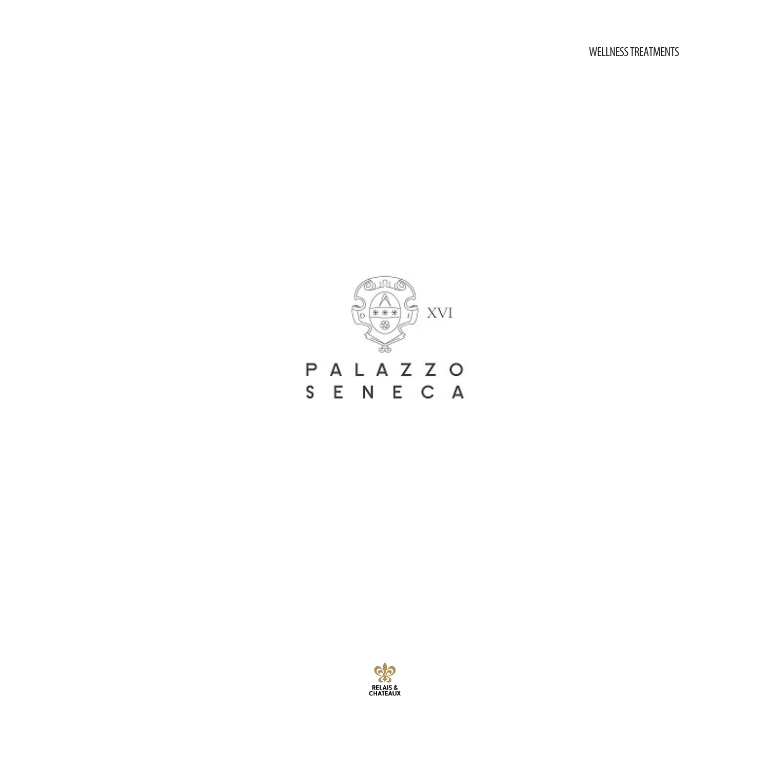WELLNESS TREATMENTS

XVI

# PALAZZO SENECA

RELAIS & CHATEAUX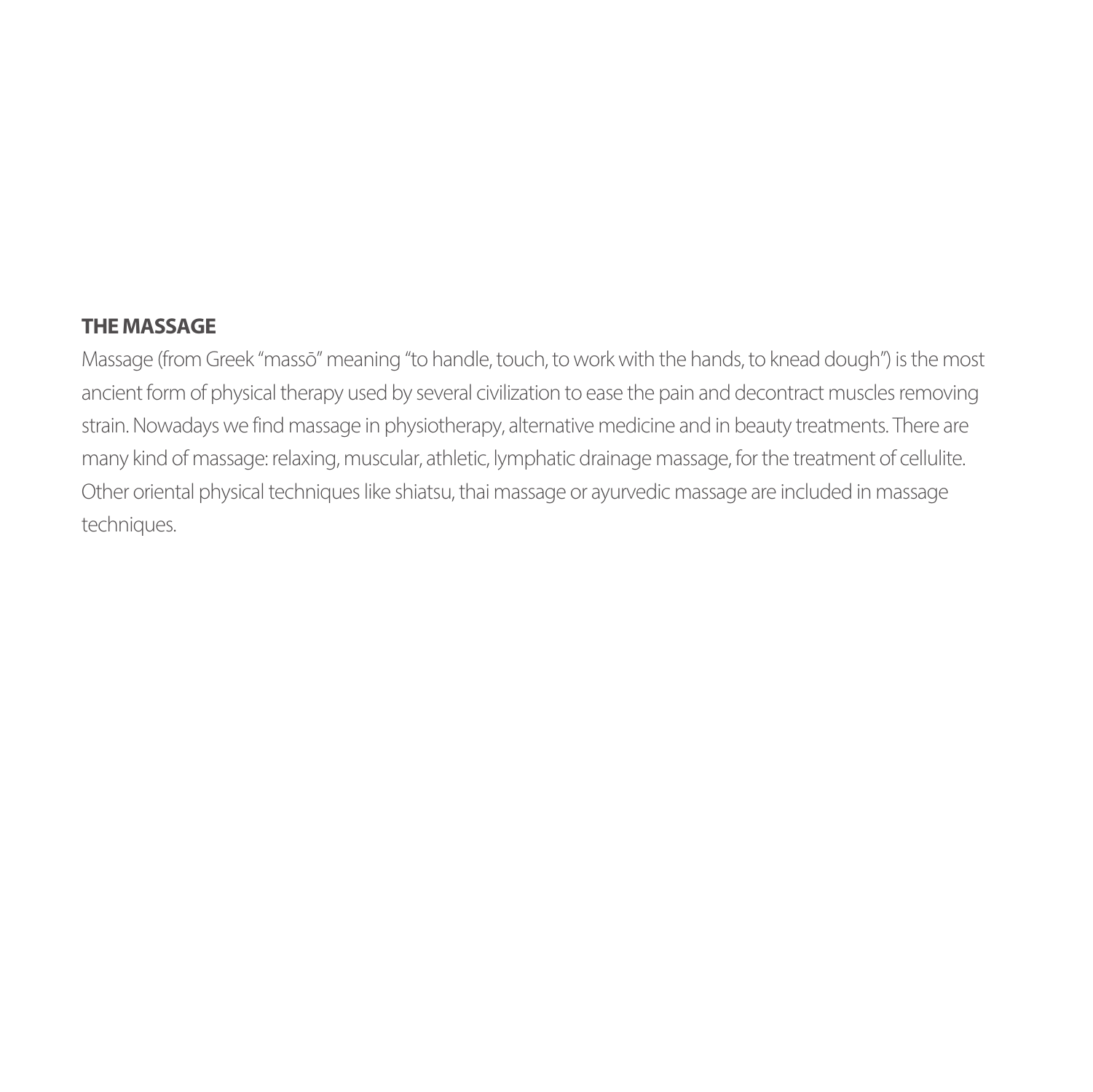## THE MASSAGE

Massage (from Greek "massō" meaning "to handle, touch, to work with the hands, to knead dough") is the most ancient form of physical therapy used by several civilization to ease the pain and decontract muscles removing strain. Nowadays we find massage in physiotherapy, alternative medicine and in beauty treatments. There are many kind of massage: relaxing, muscular, athletic, lymphatic drainage massage, for the treatment of cellulite. Other oriental physical techniques like shiatsu, thai massage or ayurvedic massage are included in massage techniques.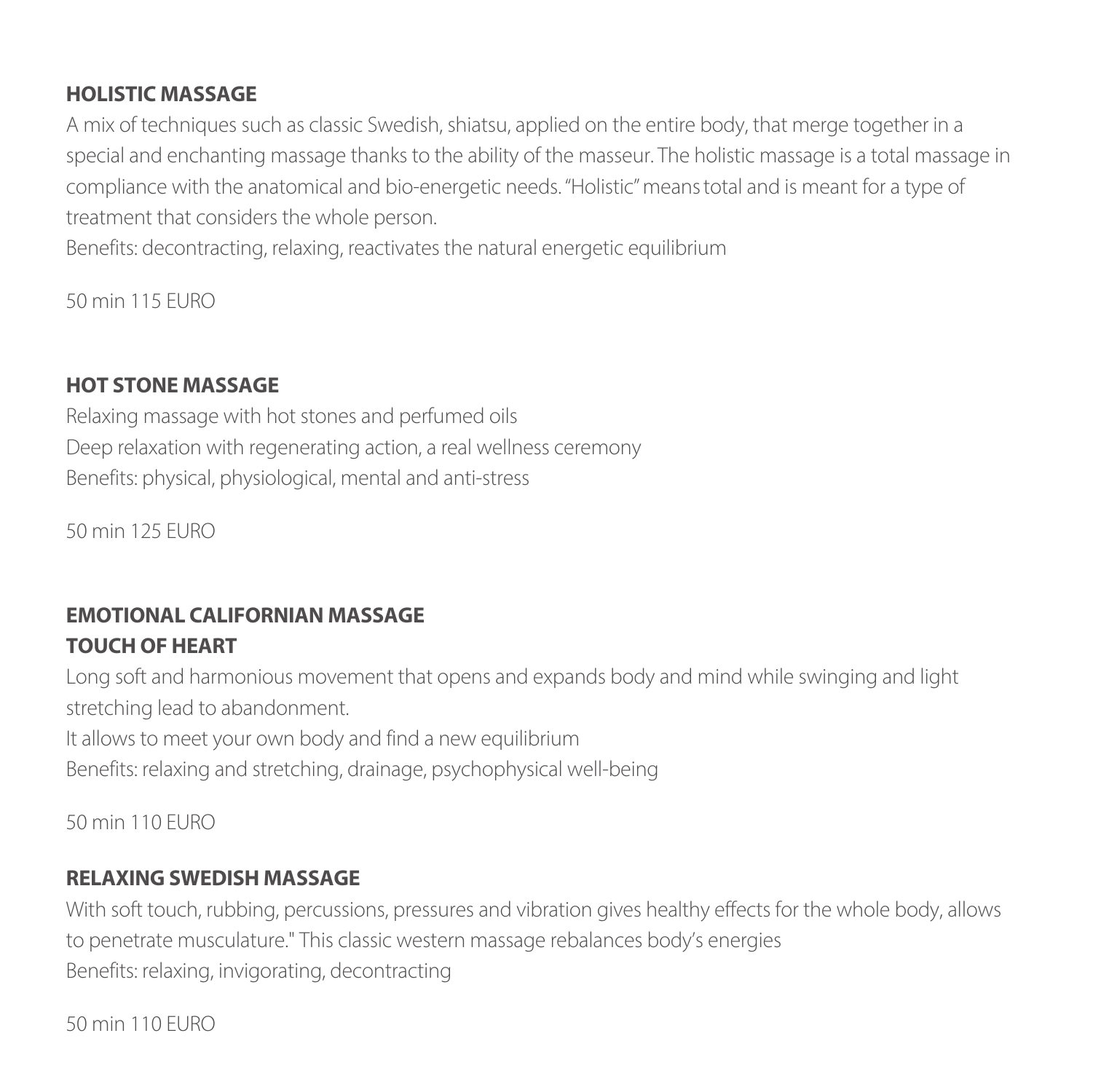**HOLISTIC MASSAGE**

A mix of techniques such as classic Swedish, shiatsu, applied on the entire body, that merge together in a special and enchanting massage thanks to the ability of the masseur. The holistic massage is a total massage in compliance with the anatomical and bio-energetic needs. "Holistic" means total and is meant for a type of treatment that considers the whole person.

Benefits: decontracting, relaxing, reactivates the natural energetic equilibrium

50 min 115 EURO

**HOT STONE MASSAGE**

Relaxing massage with hot stones and perfumed oils

Deep relaxation with regenerating action, a real wellness ceremony

Benefits: physical, physiological, mental and anti-stress

50 min 125 EURO

**EMOTIONAL CALIFORNIAN MASSAGE**

**TOUCH OF HEART**

Long soft and harmonious movement that opens and expands body and mind while swinging and light stretching lead to abandonment.

It allows to meet your own body and find a new equilibrium

Benefits: relaxing and stretching, drainage, psychophysical well-being

50 min 110 EURO

**RELAXING SWEDISH MASSAGE**

With soft touch, rubbing, percussions, pressures and vibration gives healthy effects for the whole body, allows to penetrate musculature." This classic western massage rebalances body's energies

Benefits: relaxing, invigorating, decontracting

50 min 110 EURO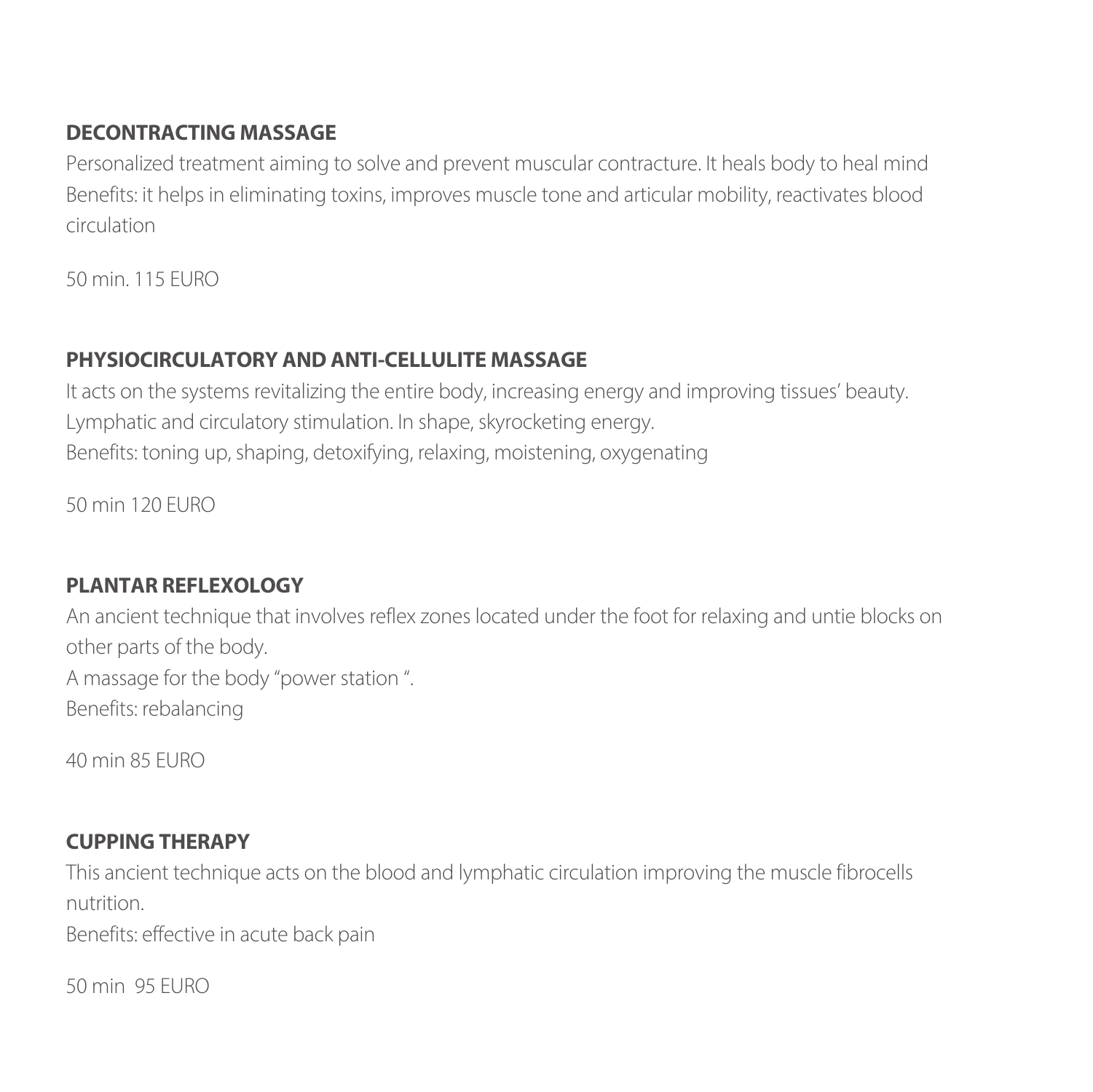## DECONTRACTING MASSAGE

Personalized treatment aiming to solve and prevent muscular contracture. It heals body to heal mind
Benefits: it helps in eliminating toxins, improves muscle tone and articular mobility, reactivates blood circulation

50 min. 115 EURO

## PHYSIOCIRCULATORY AND ANTI-CELLULITE MASSAGE

It acts on the systems revitalizing the entire body, increasing energy and improving tissues' beauty.
Lymphatic and circulatory stimulation. In shape, skyrocketing energy.
Benefits: toning up, shaping, detoxifying, relaxing, moistening, oxygenating

50 min 120 EURO

## PLANTAR REFLEXOLOGY

An ancient technique that involves reflex zones located under the foot for relaxing and untie blocks on other parts of the body.
A massage for the body "power station ".
Benefits: rebalancing

40 min 85 EURO

## CUPPING THERAPY

This ancient technique acts on the blood and lymphatic circulation improving the muscle fibrocells nutrition.
Benefits: effective in acute back pain

50 min 95 EURO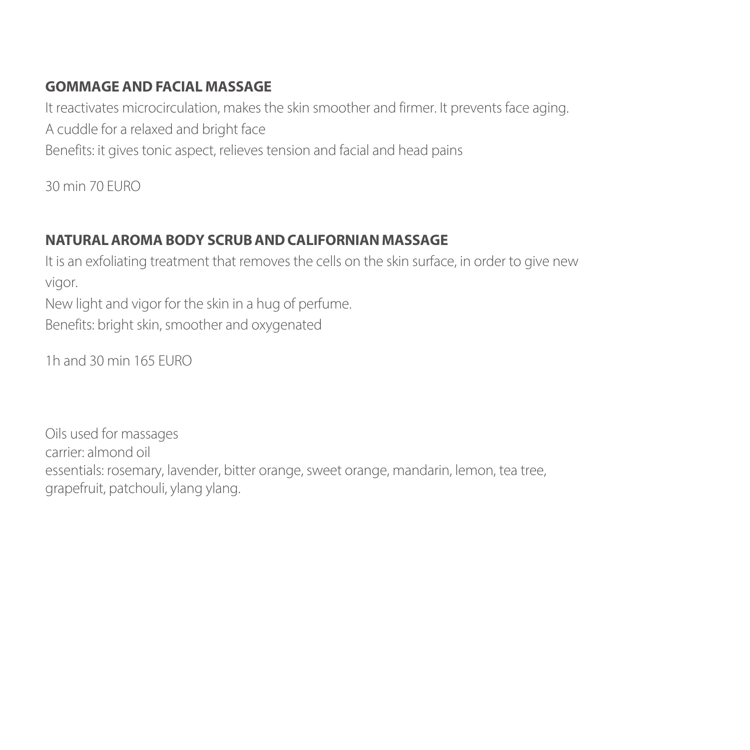**GOMMAGE AND FACIAL MASSAGE**

It reactivates microcirculation, makes the skin smoother and firmer. It prevents face aging.
A cuddle for a relaxed and bright face
Benefits: it gives tonic aspect, relieves tension and facial and head pains

30 min 70 EURO

**NATURAL AROMA BODY SCRUB AND CALIFORNIAN MASSAGE**

It is an exfoliating treatment that removes the cells on the skin surface, in order to give new vigor.
New light and vigor for the skin in a hug of perfume.
Benefits: bright skin, smoother and oxygenated

1h and 30 min 165 EURO

Oils used for massages
carrier: almond oil
essentials: rosemary, lavender, bitter orange, sweet orange, mandarin, lemon, tea tree, grapefruit, patchouli, ylang ylang.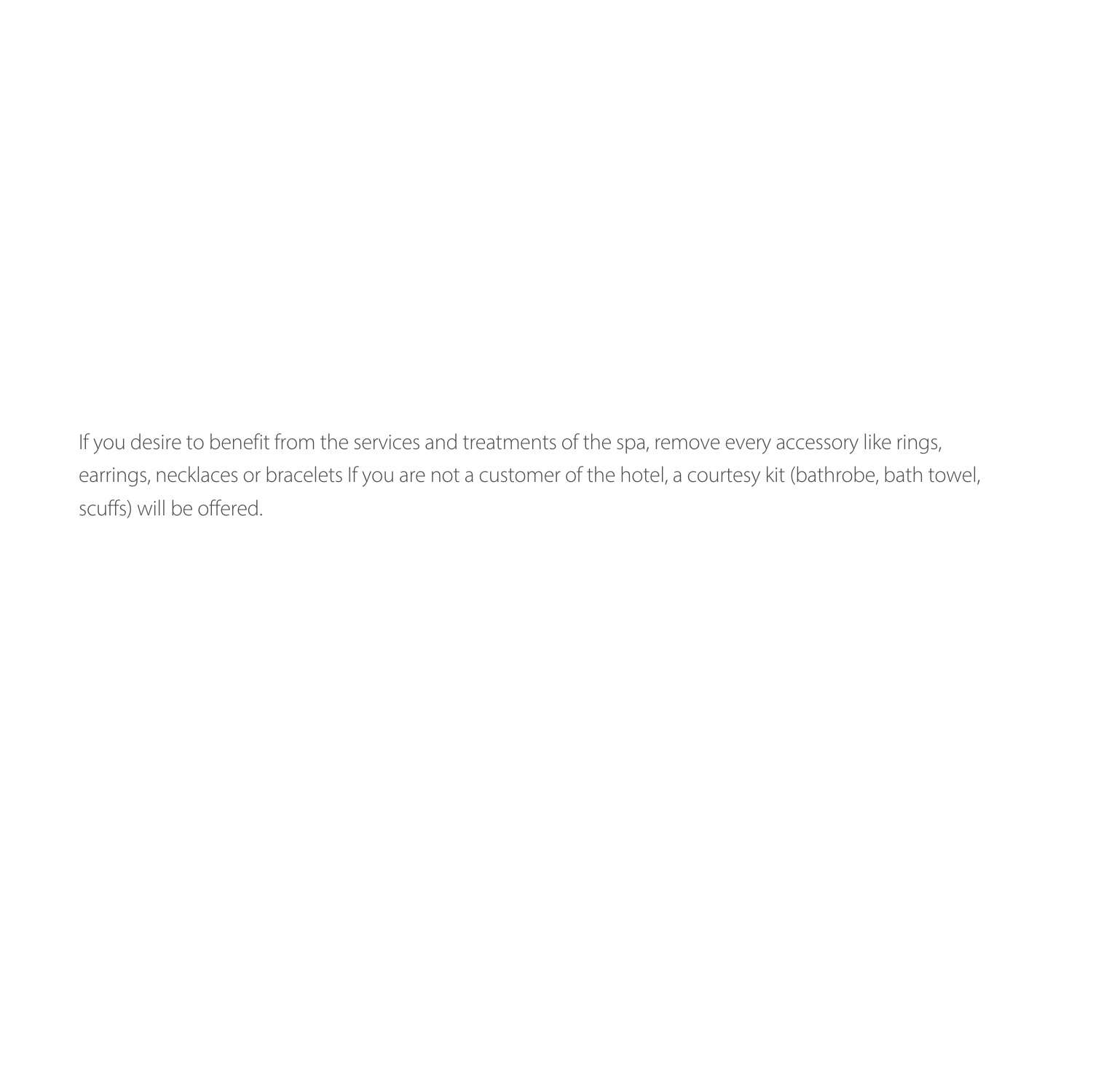If you desire to benefit from the services and treatments of the spa, remove every accessory like rings, earrings, necklaces or bracelets If you are not a customer of the hotel, a courtesy kit (bathrobe, bath towel, scuffs) will be offered.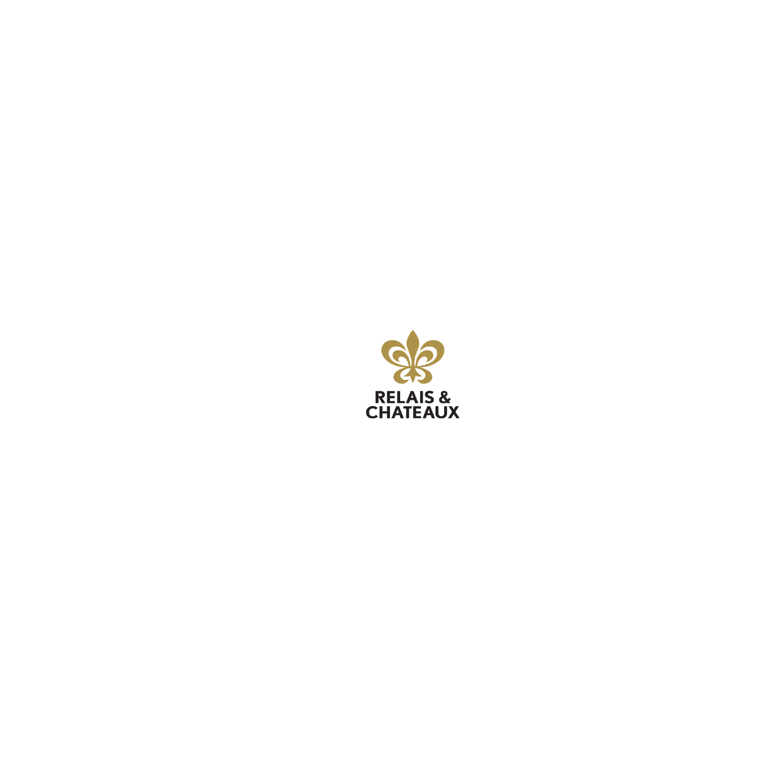RELAIS &
CHATEAUX